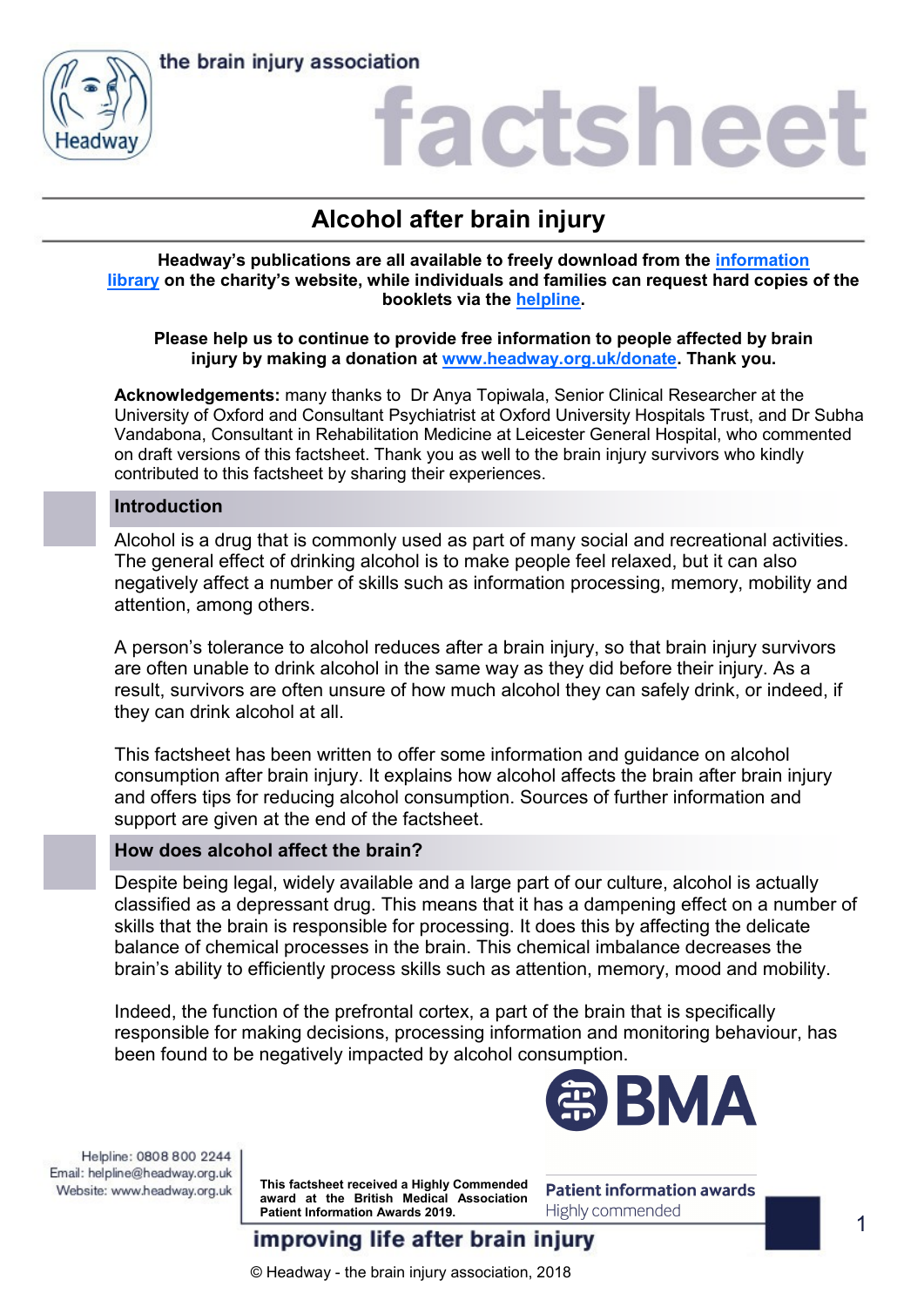# Alcohol after brain injury

**Headway's publications are all available to freely download from the information library on the charity's website, while individuals and families can request hard copies of the booklets via the helpline.**

**Please help us to continue to provide free information to people affected by brain injury by making a donation at www.headway.org.uk/donate. Thank you.**

**Acknowledgements:** many thanks to Dr Anya Topiwala, Senior Clinical Researcher at the University of Oxford and Consultant Psychiatrist at Oxford University Hospitals Trust, and Dr Subha Vandabona, Consultant in Rehabilitation Medicine at Leicester General Hospital, who commented on draft versions of this factsheet. Thank you as well to the brain injury survivors who kindly contributed to this factsheet by sharing their experiences.

## Introduction

Alcohol is a drug that is commonly used as part of many social and recreational activities. The general effect of drinking alcohol is to make people feel relaxed, but it can also negatively affect a number of skills such as information processing, memory, mobility and attention, among others.

A person's tolerance to alcohol reduces after a brain injury, so that brain injury survivors are often unable to drink alcohol in the same way as they did before their injury. As a result, survivors are often unsure of how much alcohol they can safely drink, or indeed, if they can drink alcohol at all.

This factsheet has been written to offer some information and guidance on alcohol consumption after brain injury. It explains how alcohol affects the brain after brain injury and offers tips for reducing alcohol consumption. Sources of further information and support are given at the end of the factsheet.

## How does alcohol affect the brain?

Despite being legal, widely available and a large part of our culture, alcohol is actually classified as a depressant drug. This means that it has a dampening effect on a number of skills that the brain is responsible for processing. It does this by affecting the delicate balance of chemical processes in the brain. This chemical imbalance decreases the brain's ability to efficiently process skills such as attention, memory, mood and mobility.

Indeed, the function of the prefrontal cortex, a part of the brain that is specifically responsible for making decisions, processing information and monitoring behaviour, has been found to be negatively impacted by alcohol consumption.

**This factsheet received a Highly Commended award at the British Medical Association Patient Information Awards 2019.**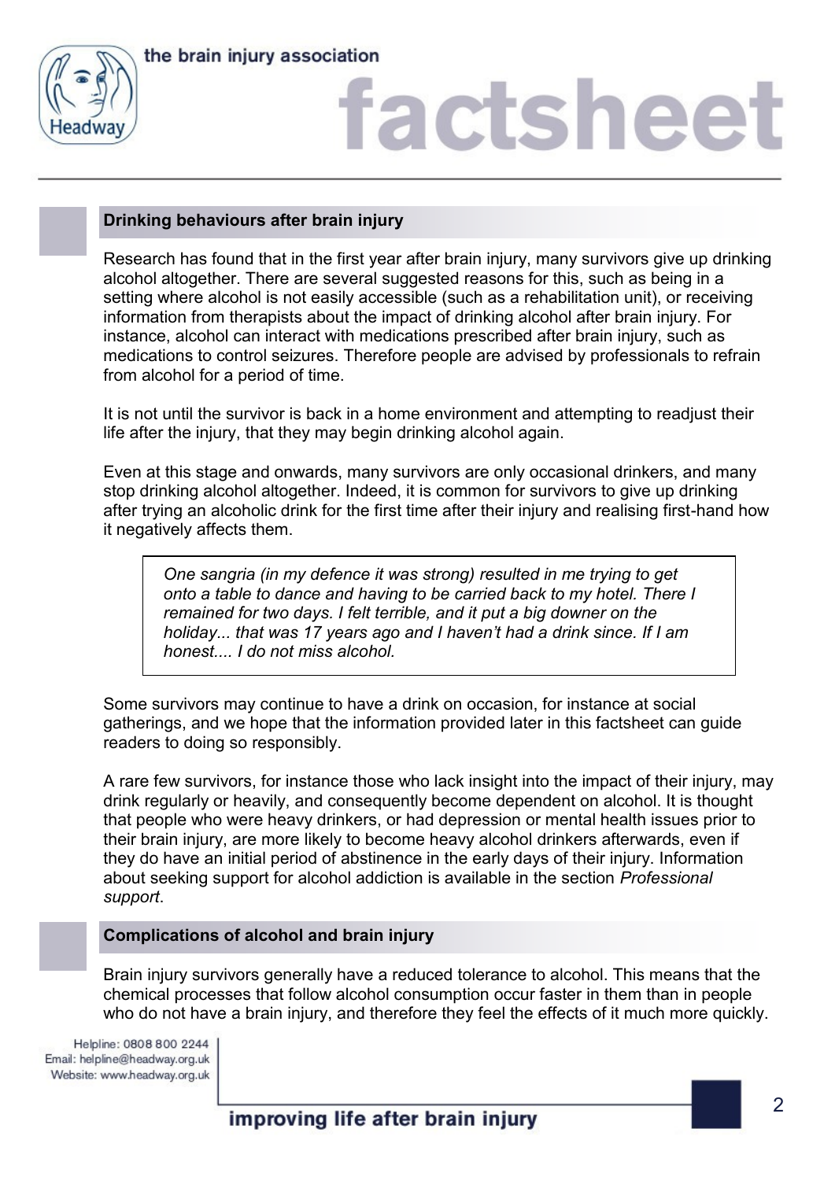## Drinking behaviours after brain injury

Research has found that in the first year after brain injury, many survivors give up drinking alcohol altogether. There are several suggested reasons for this, such as being in a setting where alcohol is not easily accessible (such as a rehabilitation unit), or receiving information from therapists about the impact of drinking alcohol after brain injury. For instance, alcohol can interact with medications prescribed after brain injury, such as medications to control seizures. Therefore people are advised by professionals to refrain from alcohol for a period of time.

It is not until the survivor is back in a home environment and attempting to readjust their life after the injury, that they may begin drinking alcohol again.

Even at this stage and onwards, many survivors are only occasional drinkers, and many stop drinking alcohol altogether. Indeed, it is common for survivors to give up drinking after trying an alcoholic drink for the first time after their injury and realising first-hand how it negatively affects them.

> *One sangria (in my defence it was strong) resulted in me trying to get onto a table to dance and having to be carried back to my hotel. There I remained for two days. I felt terrible, and it put a big downer on the holiday... that was 17 years ago and I haven't had a drink since. If I am honest.... I do not miss alcohol.*

Some survivors may continue to have a drink on occasion, for instance at social gatherings, and we hope that the information provided later in this factsheet can guide readers to doing so responsibly.

A rare few survivors, for instance those who lack insight into the impact of their injury, may drink regularly or heavily, and consequently become dependent on alcohol. It is thought that people who were heavy drinkers, or had depression or mental health issues prior to their brain injury, are more likely to become heavy alcohol drinkers afterwards, even if they do have an initial period of abstinence in the early days of their injury. Information about seeking support for alcohol addiction is available in the section *Professional support*.

## Complications of alcohol and brain injury

Brain injury survivors generally have a reduced tolerance to alcohol. This means that the chemical processes that follow alcohol consumption occur faster in them than in people who do not have a brain injury, and therefore they feel the effects of it much more quickly.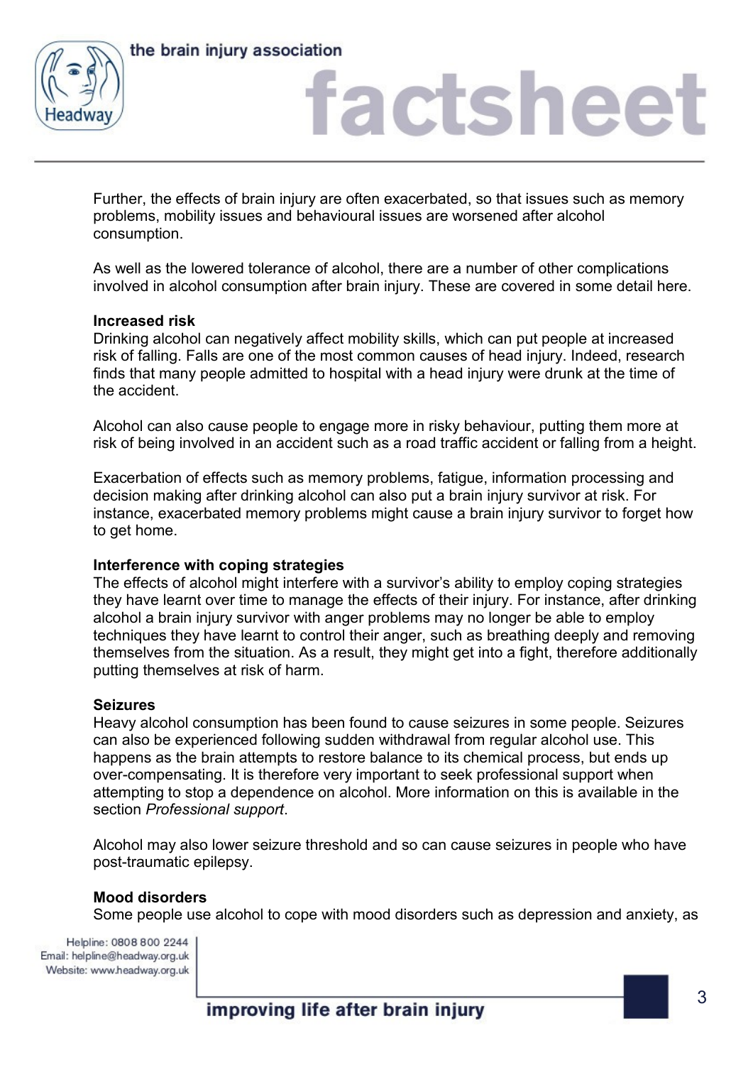Further, the effects of brain injury are often exacerbated, so that issues such as memory problems, mobility issues and behavioural issues are worsened after alcohol consumption.

As well as the lowered tolerance of alcohol, there are a number of other complications involved in alcohol consumption after brain injury. These are covered in some detail here.

**Increased risk**

Drinking alcohol can negatively affect mobility skills, which can put people at increased risk of falling. Falls are one of the most common causes of head injury. Indeed, research finds that many people admitted to hospital with a head injury were drunk at the time of the accident.

Alcohol can also cause people to engage more in risky behaviour, putting them more at risk of being involved in an accident such as a road traffic accident or falling from a height.

Exacerbation of effects such as memory problems, fatigue, information processing and decision making after drinking alcohol can also put a brain injury survivor at risk. For instance, exacerbated memory problems might cause a brain injury survivor to forget how to get home.

**Interference with coping strategies**

The effects of alcohol might interfere with a survivor's ability to employ coping strategies they have learnt over time to manage the effects of their injury. For instance, after drinking alcohol a brain injury survivor with anger problems may no longer be able to employ techniques they have learnt to control their anger, such as breathing deeply and removing themselves from the situation. As a result, they might get into a fight, therefore additionally putting themselves at risk of harm.

**Seizures**

Heavy alcohol consumption has been found to cause seizures in some people. Seizures can also be experienced following sudden withdrawal from regular alcohol use. This happens as the brain attempts to restore balance to its chemical process, but ends up over-compensating. It is therefore very important to seek professional support when attempting to stop a dependence on alcohol. More information on this is available in the section *Professional support*.

Alcohol may also lower seizure threshold and so can cause seizures in people who have post-traumatic epilepsy.

**Mood disorders**

Some people use alcohol to cope with mood disorders such as depression and anxiety, as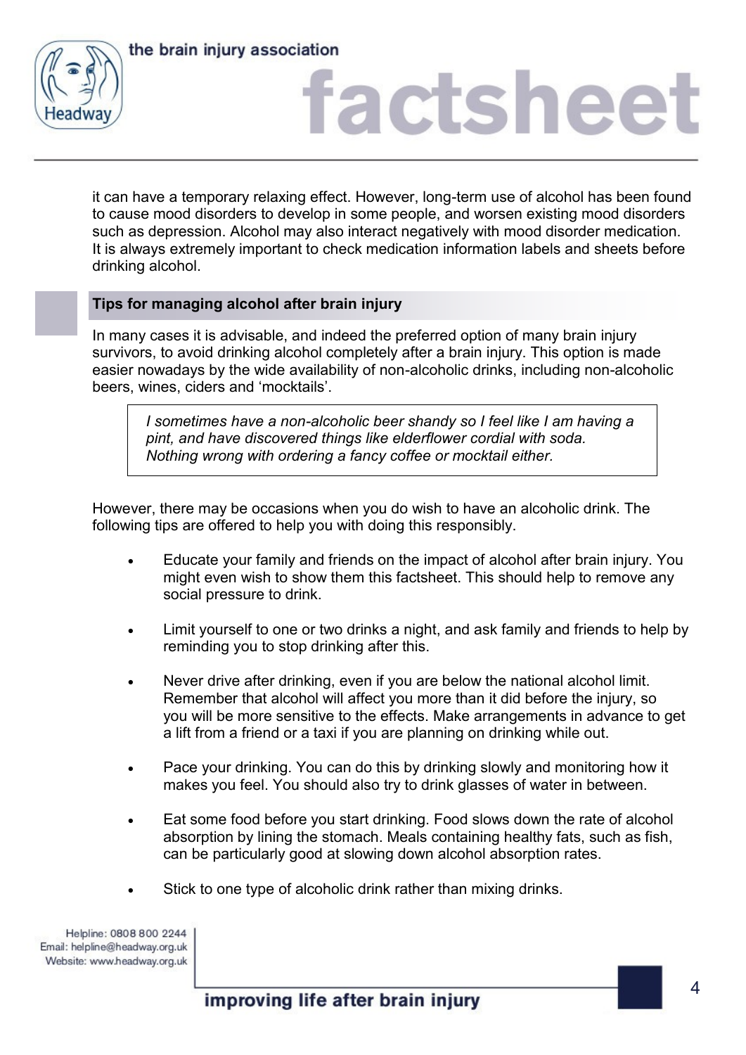it can have a temporary relaxing effect. However, long-term use of alcohol has been found to cause mood disorders to develop in some people, and worsen existing mood disorders such as depression. Alcohol may also interact negatively with mood disorder medication. It is always extremely important to check medication information labels and sheets before drinking alcohol.

## Tips for managing alcohol after brain injury

In many cases it is advisable, and indeed the preferred option of many brain injury survivors, to avoid drinking alcohol completely after a brain injury. This option is made easier nowadays by the wide availability of non-alcoholic drinks, including non-alcoholic beers, wines, ciders and 'mocktails'.

> *I sometimes have a non-alcoholic beer shandy so I feel like I am having a pint, and have discovered things like elderflower cordial with soda. Nothing wrong with ordering a fancy coffee or mocktail either.*

However, there may be occasions when you do wish to have an alcoholic drink. The following tips are offered to help you with doing this responsibly.

- Educate your family and friends on the impact of alcohol after brain injury. You might even wish to show them this factsheet. This should help to remove any social pressure to drink.
- Limit yourself to one or two drinks a night, and ask family and friends to help by reminding you to stop drinking after this.
- Never drive after drinking, even if you are below the national alcohol limit. Remember that alcohol will affect you more than it did before the injury, so you will be more sensitive to the effects. Make arrangements in advance to get a lift from a friend or a taxi if you are planning on drinking while out.
- Pace your drinking. You can do this by drinking slowly and monitoring how it makes you feel. You should also try to drink glasses of water in between.
- Eat some food before you start drinking. Food slows down the rate of alcohol absorption by lining the stomach. Meals containing healthy fats, such as fish, can be particularly good at slowing down alcohol absorption rates.
- Stick to one type of alcoholic drink rather than mixing drinks.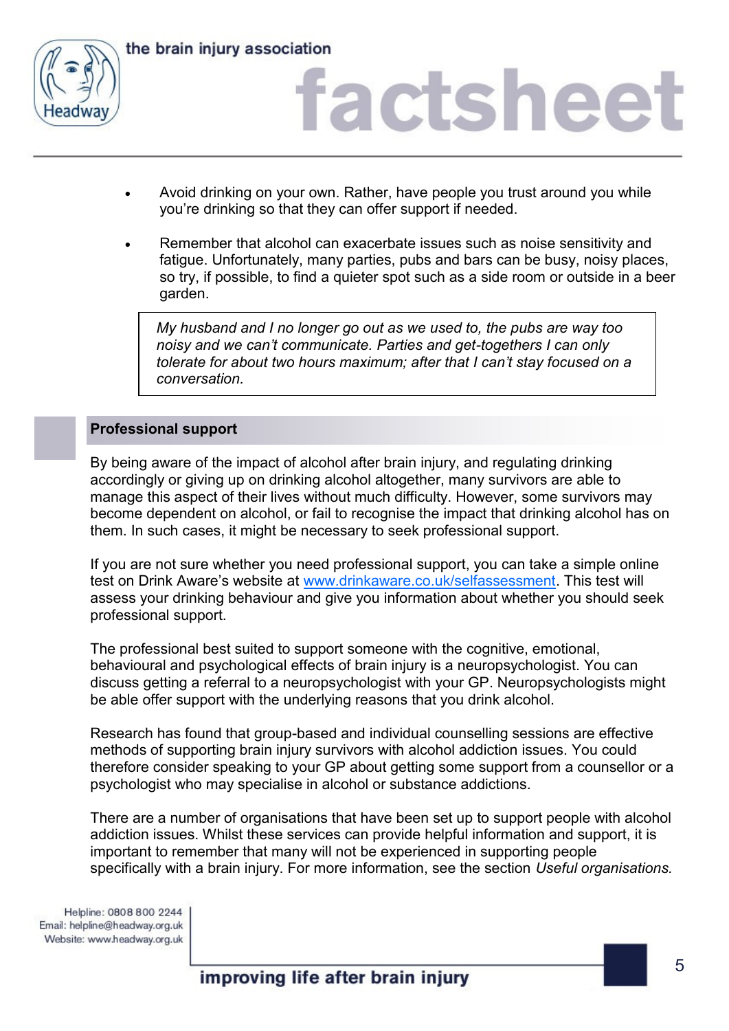- Avoid drinking on your own. Rather, have people you trust around you while you're drinking so that they can offer support if needed.
- Remember that alcohol can exacerbate issues such as noise sensitivity and fatigue. Unfortunately, many parties, pubs and bars can be busy, noisy places, so try, if possible, to find a quieter spot such as a side room or outside in a beer garden.

> *My husband and I no longer go out as we used to, the pubs are way too noisy and we can't communicate. Parties and get-togethers I can only tolerate for about two hours maximum; after that I can't stay focused on a conversation.*

## Professional support

By being aware of the impact of alcohol after brain injury, and regulating drinking accordingly or giving up on drinking alcohol altogether, many survivors are able to manage this aspect of their lives without much difficulty. However, some survivors may become dependent on alcohol, or fail to recognise the impact that drinking alcohol has on them. In such cases, it might be necessary to seek professional support.

If you are not sure whether you need professional support, you can take a simple online test on Drink Aware's website at www.drinkaware.co.uk/selfassessment. This test will assess your drinking behaviour and give you information about whether you should seek professional support.

The professional best suited to support someone with the cognitive, emotional, behavioural and psychological effects of brain injury is a neuropsychologist. You can discuss getting a referral to a neuropsychologist with your GP. Neuropsychologists might be able offer support with the underlying reasons that you drink alcohol.

Research has found that group-based and individual counselling sessions are effective methods of supporting brain injury survivors with alcohol addiction issues. You could therefore consider speaking to your GP about getting some support from a counsellor or a psychologist who may specialise in alcohol or substance addictions.

There are a number of organisations that have been set up to support people with alcohol addiction issues. Whilst these services can provide helpful information and support, it is important to remember that many will not be experienced in supporting people specifically with a brain injury. For more information, see the section *Useful organisations.*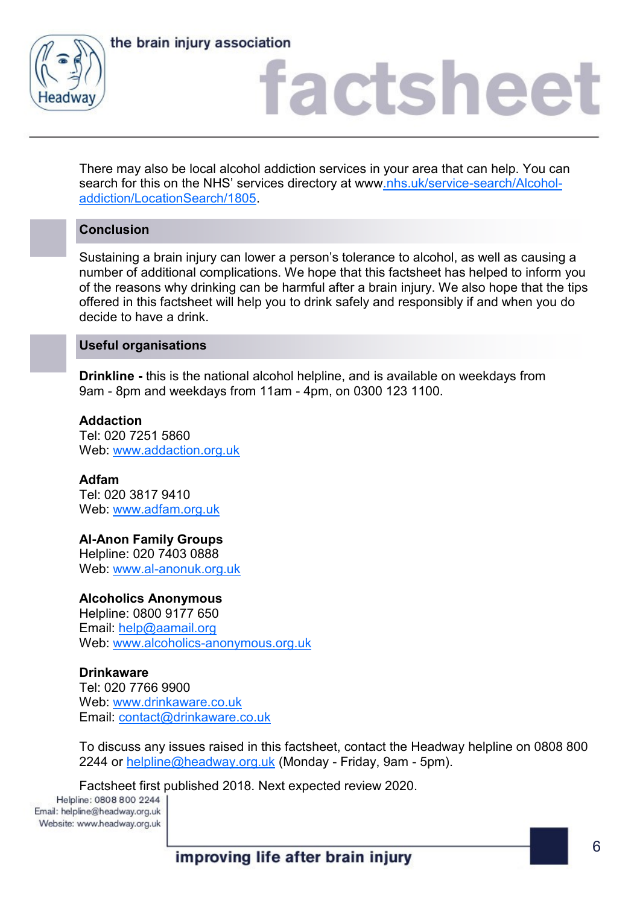There may also be local alcohol addiction services in your area that can help. You can search for this on the NHS' services directory at www.nhs.uk/service-search/Alcohol-addiction/LocationSearch/1805.

## Conclusion

Sustaining a brain injury can lower a person's tolerance to alcohol, as well as causing a number of additional complications. We hope that this factsheet has helped to inform you of the reasons why drinking can be harmful after a brain injury. We also hope that the tips offered in this factsheet will help you to drink safely and responsibly if and when you do decide to have a drink.

## Useful organisations

**Drinkline -** this is the national alcohol helpline, and is available on weekdays from 9am - 8pm and weekdays from 11am - 4pm, on 0300 123 1100.

**Addaction**
Tel: 020 7251 5860
Web: www.addaction.org.uk

**Adfam**
Tel: 020 3817 9410
Web: www.adfam.org.uk

**Al-Anon Family Groups**
Helpline: 020 7403 0888
Web: www.al-anonuk.org.uk

**Alcoholics Anonymous**
Helpline: 0800 9177 650
Email: help@aamail.org
Web: www.alcoholics-anonymous.org.uk

**Drinkaware**
Tel: 020 7766 9900
Web: www.drinkaware.co.uk
Email: contact@drinkaware.co.uk

To discuss any issues raised in this factsheet, contact the Headway helpline on 0808 800 2244 or helpline@headway.org.uk (Monday - Friday, 9am - 5pm).

Factsheet first published 2018. Next expected review 2020.